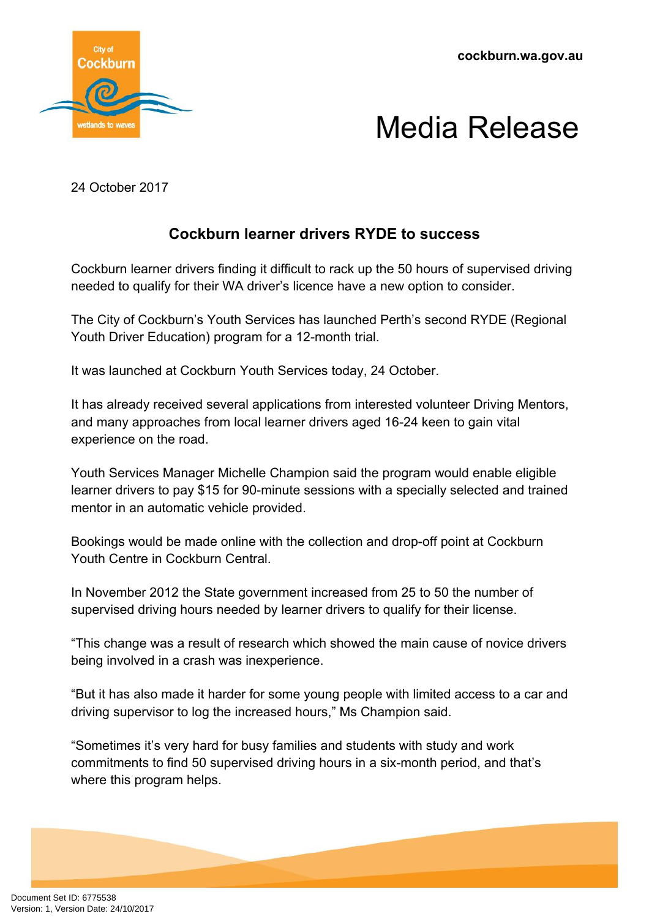cockburn.wa.gov.au

# Media Release

24 October 2017

## Cockburn learner drivers RYDE to success

Cockburn learner drivers finding it difficult to rack up the 50 hours of supervised driving needed to qualify for their WA driver's licence have a new option to consider.

The City of Cockburn's Youth Services has launched Perth's second RYDE (Regional Youth Driver Education) program for a 12-month trial.

It was launched at Cockburn Youth Services today, 24 October.

It has already received several applications from interested volunteer Driving Mentors, and many approaches from local learner drivers aged 16-24 keen to gain vital experience on the road.

Youth Services Manager Michelle Champion said the program would enable eligible learner drivers to pay $15 for 90-minute sessions with a specially selected and trained mentor in an automatic vehicle provided.

Bookings would be made online with the collection and drop-off point at Cockburn Youth Centre in Cockburn Central.

In November 2012 the State government increased from 25 to 50 the number of supervised driving hours needed by learner drivers to qualify for their license.

"This change was a result of research which showed the main cause of novice drivers being involved in a crash was inexperience.

"But it has also made it harder for some young people with limited access to a car and driving supervisor to log the increased hours," Ms Champion said.

"Sometimes it's very hard for busy families and students with study and work commitments to find 50 supervised driving hours in a six-month period, and that's where this program helps.

Document Set ID: 6775538
Version: 1, Version Date: 24/10/2017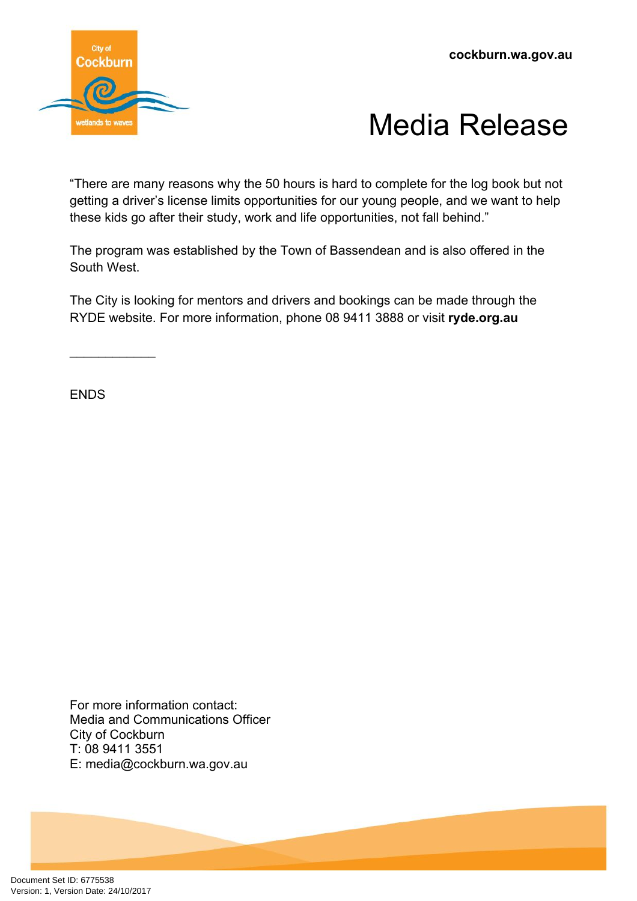# Media Release

"There are many reasons why the 50 hours is hard to complete for the log book but not getting a driver's license limits opportunities for our young people, and we want to help these kids go after their study, work and life opportunities, not fall behind."

The program was established by the Town of Bassendean and is also offered in the South West.

The City is looking for mentors and drivers and bookings can be made through the RYDE website. For more information, phone 08 9411 3888 or visit **ryde.org.au**

\_\_\_\_\_\_\_\_\_\_\_\_

ENDS

For more information contact:
Media and Communications Officer
City of Cockburn
T: 08 9411 3551
E: media@cockburn.wa.gov.au

Document Set ID: 6775538
Version: 1, Version Date: 24/10/2017